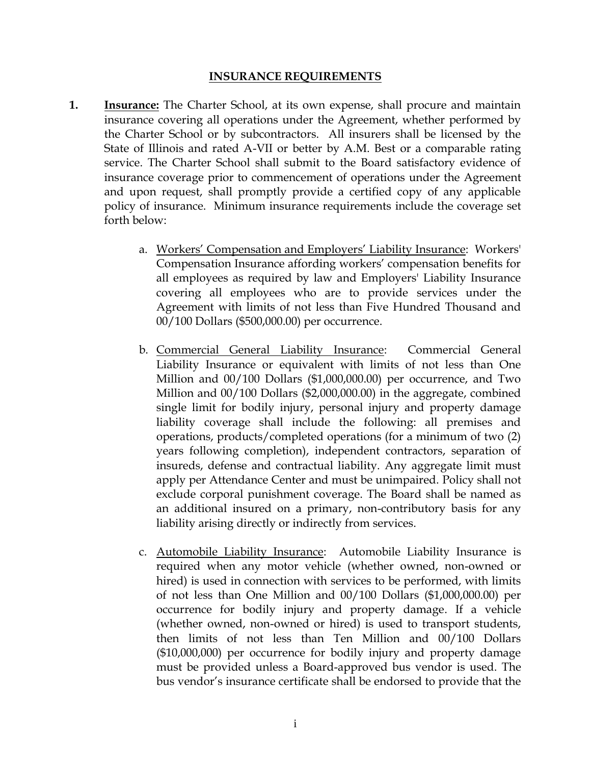## INSURANCE REQUIREMENTS

1. **Insurance:** The Charter School, at its own expense, shall procure and maintain insurance covering all operations under the Agreement, whether performed by the Charter School or by subcontractors. All insurers shall be licensed by the State of Illinois and rated A-VII or better by A.M. Best or a comparable rating service. The Charter School shall submit to the Board satisfactory evidence of insurance coverage prior to commencement of operations under the Agreement and upon request, shall promptly provide a certified copy of any applicable policy of insurance. Minimum insurance requirements include the coverage set forth below:

   a. Workers' Compensation and Employers' Liability Insurance: Workers' Compensation Insurance affording workers' compensation benefits for all employees as required by law and Employers' Liability Insurance covering all employees who are to provide services under the Agreement with limits of not less than Five Hundred Thousand and 00/100 Dollars ($500,000.00) per occurrence.

   b. Commercial General Liability Insurance: Commercial General Liability Insurance or equivalent with limits of not less than One Million and 00/100 Dollars ($1,000,000.00) per occurrence, and Two Million and 00/100 Dollars ($2,000,000.00) in the aggregate, combined single limit for bodily injury, personal injury and property damage liability coverage shall include the following: all premises and operations, products/completed operations (for a minimum of two (2) years following completion), independent contractors, separation of insureds, defense and contractual liability. Any aggregate limit must apply per Attendance Center and must be unimpaired. Policy shall not exclude corporal punishment coverage. The Board shall be named as an additional insured on a primary, non-contributory basis for any liability arising directly or indirectly from services.

   c. Automobile Liability Insurance: Automobile Liability Insurance is required when any motor vehicle (whether owned, non-owned or hired) is used in connection with services to be performed, with limits of not less than One Million and 00/100 Dollars ($1,000,000.00) per occurrence for bodily injury and property damage. If a vehicle (whether owned, non-owned or hired) is used to transport students, then limits of not less than Ten Million and 00/100 Dollars ($10,000,000) per occurrence for bodily injury and property damage must be provided unless a Board-approved bus vendor is used. The bus vendor's insurance certificate shall be endorsed to provide that the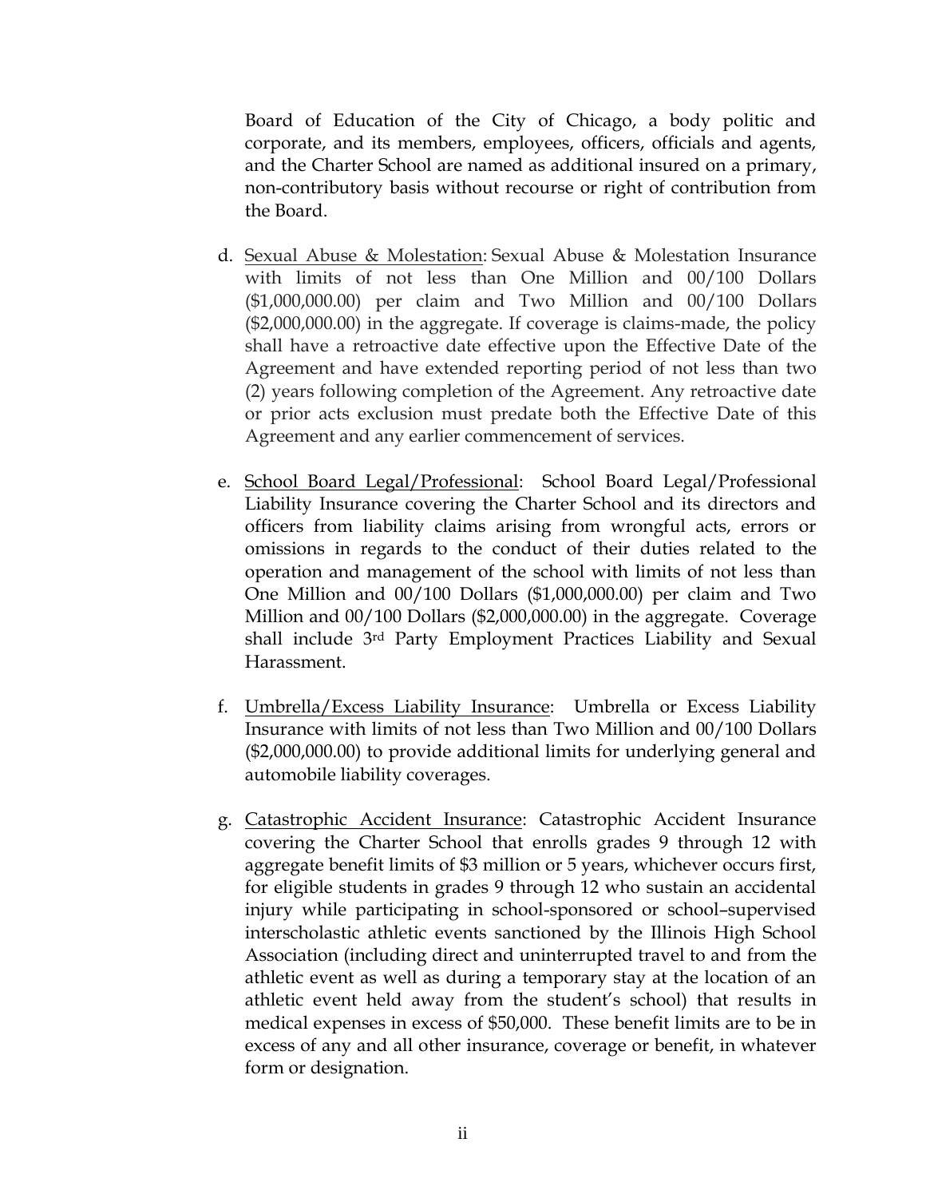Board of Education of the City of Chicago, a body politic and corporate, and its members, employees, officers, officials and agents, and the Charter School are named as additional insured on a primary, non-contributory basis without recourse or right of contribution from the Board.

d. Sexual Abuse & Molestation: Sexual Abuse & Molestation Insurance with limits of not less than One Million and 00/100 Dollars ($1,000,000.00) per claim and Two Million and 00/100 Dollars ($2,000,000.00) in the aggregate. If coverage is claims-made, the policy shall have a retroactive date effective upon the Effective Date of the Agreement and have extended reporting period of not less than two (2) years following completion of the Agreement. Any retroactive date or prior acts exclusion must predate both the Effective Date of this Agreement and any earlier commencement of services.

e. School Board Legal/Professional: School Board Legal/Professional Liability Insurance covering the Charter School and its directors and officers from liability claims arising from wrongful acts, errors or omissions in regards to the conduct of their duties related to the operation and management of the school with limits of not less than One Million and 00/100 Dollars ($1,000,000.00) per claim and Two Million and 00/100 Dollars ($2,000,000.00) in the aggregate. Coverage shall include 3rd Party Employment Practices Liability and Sexual Harassment.

f. Umbrella/Excess Liability Insurance: Umbrella or Excess Liability Insurance with limits of not less than Two Million and 00/100 Dollars ($2,000,000.00) to provide additional limits for underlying general and automobile liability coverages.

g. Catastrophic Accident Insurance: Catastrophic Accident Insurance covering the Charter School that enrolls grades 9 through 12 with aggregate benefit limits of $3 million or 5 years, whichever occurs first, for eligible students in grades 9 through 12 who sustain an accidental injury while participating in school-sponsored or school–supervised interscholastic athletic events sanctioned by the Illinois High School Association (including direct and uninterrupted travel to and from the athletic event as well as during a temporary stay at the location of an athletic event held away from the student's school) that results in medical expenses in excess of $50,000. These benefit limits are to be in excess of any and all other insurance, coverage or benefit, in whatever form or designation.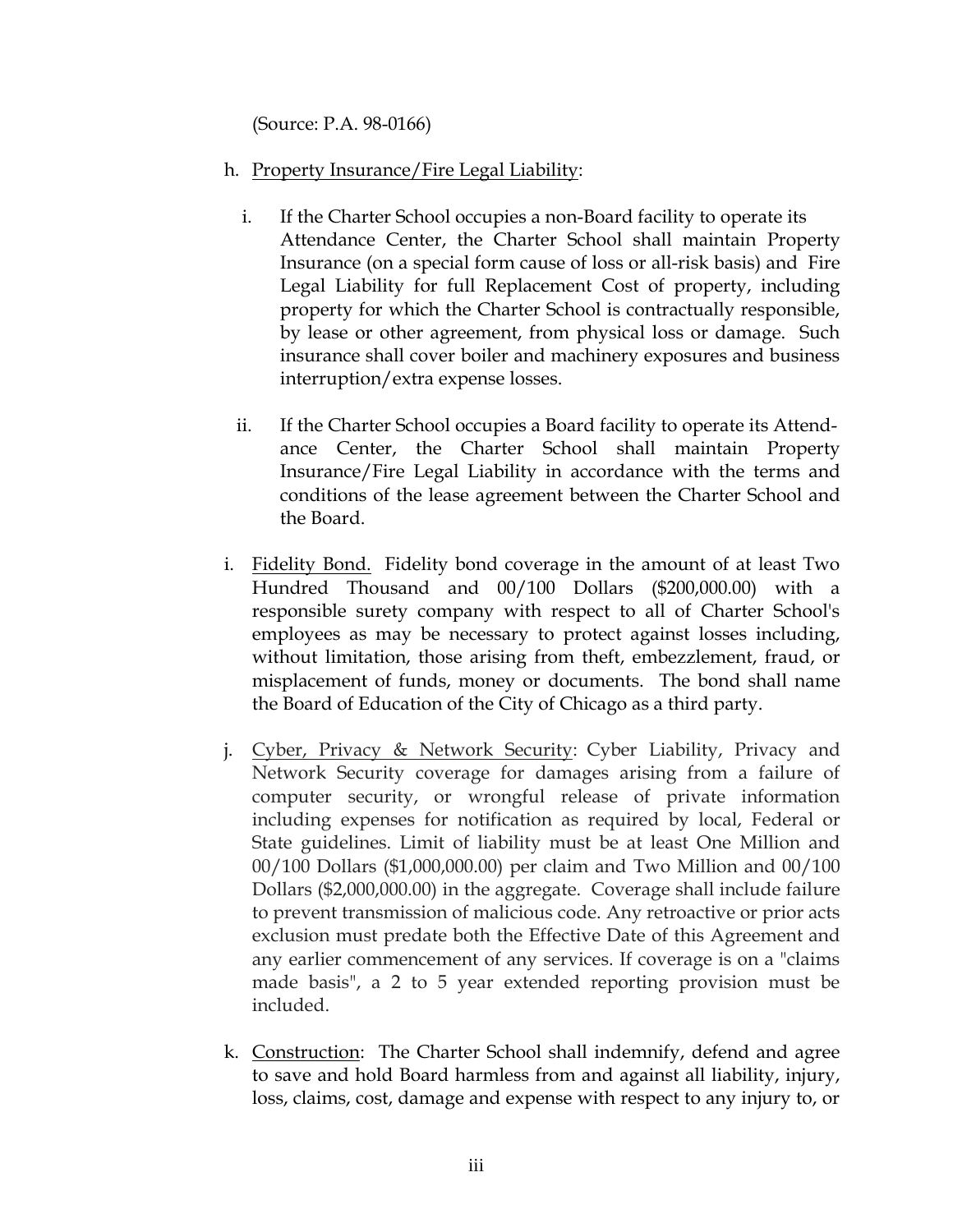(Source: P.A. 98-0166)

h. Property Insurance/Fire Legal Liability:

   i. If the Charter School occupies a non-Board facility to operate its Attendance Center, the Charter School shall maintain Property Insurance (on a special form cause of loss or all-risk basis) and Fire Legal Liability for full Replacement Cost of property, including property for which the Charter School is contractually responsible, by lease or other agreement, from physical loss or damage. Such insurance shall cover boiler and machinery exposures and business interruption/extra expense losses.

   ii. If the Charter School occupies a Board facility to operate its Attendance Center, the Charter School shall maintain Property Insurance/Fire Legal Liability in accordance with the terms and conditions of the lease agreement between the Charter School and the Board.

i. Fidelity Bond. Fidelity bond coverage in the amount of at least Two Hundred Thousand and 00/100 Dollars ($200,000.00) with a responsible surety company with respect to all of Charter School's employees as may be necessary to protect against losses including, without limitation, those arising from theft, embezzlement, fraud, or misplacement of funds, money or documents. The bond shall name the Board of Education of the City of Chicago as a third party.

j. Cyber, Privacy & Network Security: Cyber Liability, Privacy and Network Security coverage for damages arising from a failure of computer security, or wrongful release of private information including expenses for notification as required by local, Federal or State guidelines. Limit of liability must be at least One Million and 00/100 Dollars ($1,000,000.00) per claim and Two Million and 00/100 Dollars ($2,000,000.00) in the aggregate. Coverage shall include failure to prevent transmission of malicious code. Any retroactive or prior acts exclusion must predate both the Effective Date of this Agreement and any earlier commencement of any services. If coverage is on a "claims made basis", a 2 to 5 year extended reporting provision must be included.

k. Construction: The Charter School shall indemnify, defend and agree to save and hold Board harmless from and against all liability, injury, loss, claims, cost, damage and expense with respect to any injury to, or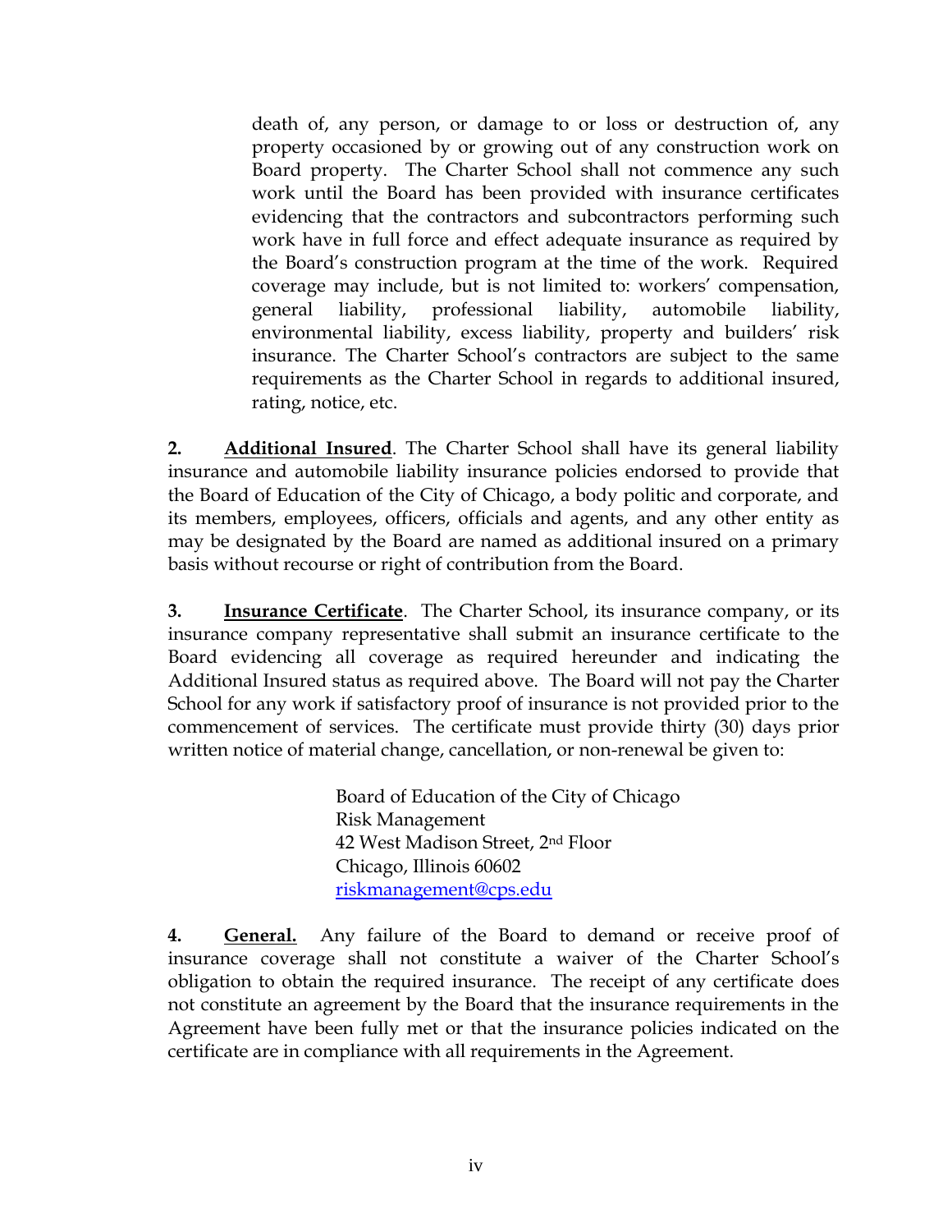death of, any person, or damage to or loss or destruction of, any property occasioned by or growing out of any construction work on Board property. The Charter School shall not commence any such work until the Board has been provided with insurance certificates evidencing that the contractors and subcontractors performing such work have in full force and effect adequate insurance as required by the Board's construction program at the time of the work. Required coverage may include, but is not limited to: workers' compensation, general liability, professional liability, automobile liability, environmental liability, excess liability, property and builders' risk insurance. The Charter School's contractors are subject to the same requirements as the Charter School in regards to additional insured, rating, notice, etc.

**2. Additional Insured**. The Charter School shall have its general liability insurance and automobile liability insurance policies endorsed to provide that the Board of Education of the City of Chicago, a body politic and corporate, and its members, employees, officers, officials and agents, and any other entity as may be designated by the Board are named as additional insured on a primary basis without recourse or right of contribution from the Board.

**3. Insurance Certificate**. The Charter School, its insurance company, or its insurance company representative shall submit an insurance certificate to the Board evidencing all coverage as required hereunder and indicating the Additional Insured status as required above. The Board will not pay the Charter School for any work if satisfactory proof of insurance is not provided prior to the commencement of services. The certificate must provide thirty (30) days prior written notice of material change, cancellation, or non-renewal be given to:

Board of Education of the City of Chicago
Risk Management
42 West Madison Street, 2nd Floor
Chicago, Illinois 60602
riskmanagement@cps.edu

**4. General.** Any failure of the Board to demand or receive proof of insurance coverage shall not constitute a waiver of the Charter School's obligation to obtain the required insurance. The receipt of any certificate does not constitute an agreement by the Board that the insurance requirements in the Agreement have been fully met or that the insurance policies indicated on the certificate are in compliance with all requirements in the Agreement.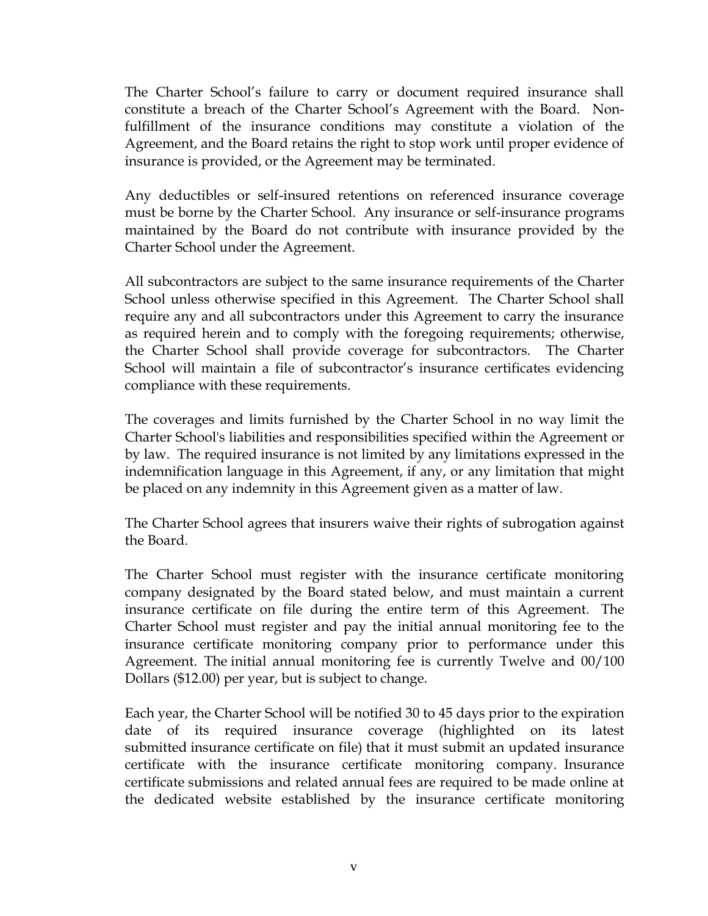The Charter School's failure to carry or document required insurance shall constitute a breach of the Charter School's Agreement with the Board. Non-fulfillment of the insurance conditions may constitute a violation of the Agreement, and the Board retains the right to stop work until proper evidence of insurance is provided, or the Agreement may be terminated.

Any deductibles or self-insured retentions on referenced insurance coverage must be borne by the Charter School. Any insurance or self-insurance programs maintained by the Board do not contribute with insurance provided by the Charter School under the Agreement.

All subcontractors are subject to the same insurance requirements of the Charter School unless otherwise specified in this Agreement. The Charter School shall require any and all subcontractors under this Agreement to carry the insurance as required herein and to comply with the foregoing requirements; otherwise, the Charter School shall provide coverage for subcontractors. The Charter School will maintain a file of subcontractor's insurance certificates evidencing compliance with these requirements.

The coverages and limits furnished by the Charter School in no way limit the Charter School's liabilities and responsibilities specified within the Agreement or by law. The required insurance is not limited by any limitations expressed in the indemnification language in this Agreement, if any, or any limitation that might be placed on any indemnity in this Agreement given as a matter of law.

The Charter School agrees that insurers waive their rights of subrogation against the Board.

The Charter School must register with the insurance certificate monitoring company designated by the Board stated below, and must maintain a current insurance certificate on file during the entire term of this Agreement. The Charter School must register and pay the initial annual monitoring fee to the insurance certificate monitoring company prior to performance under this Agreement. The initial annual monitoring fee is currently Twelve and 00/100 Dollars ($12.00) per year, but is subject to change.

Each year, the Charter School will be notified 30 to 45 days prior to the expiration date of its required insurance coverage (highlighted on its latest submitted insurance certificate on file) that it must submit an updated insurance certificate with the insurance certificate monitoring company. Insurance certificate submissions and related annual fees are required to be made online at the dedicated website established by the insurance certificate monitoring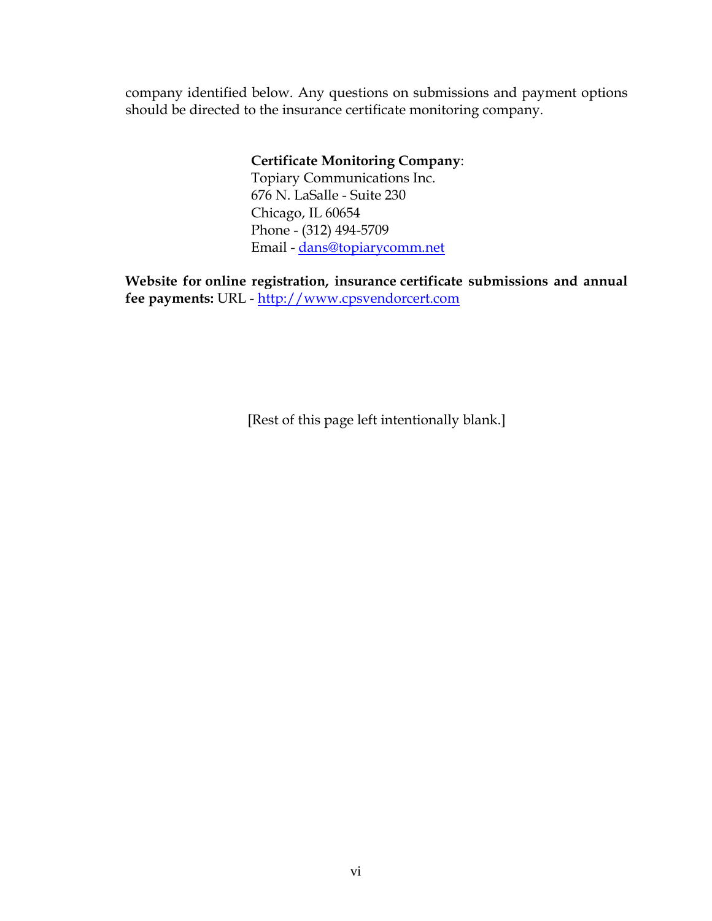company identified below. Any questions on submissions and payment options should be directed to the insurance certificate monitoring company.

**Certificate Monitoring Company**:
Topiary Communications Inc.
676 N. LaSalle - Suite 230
Chicago, IL 60654
Phone - (312) 494-5709
Email - dans@topiarycomm.net

**Website for online registration, insurance certificate submissions and annual fee payments:** URL - http://www.cpsvendorcert.com

[Rest of this page left intentionally blank.]